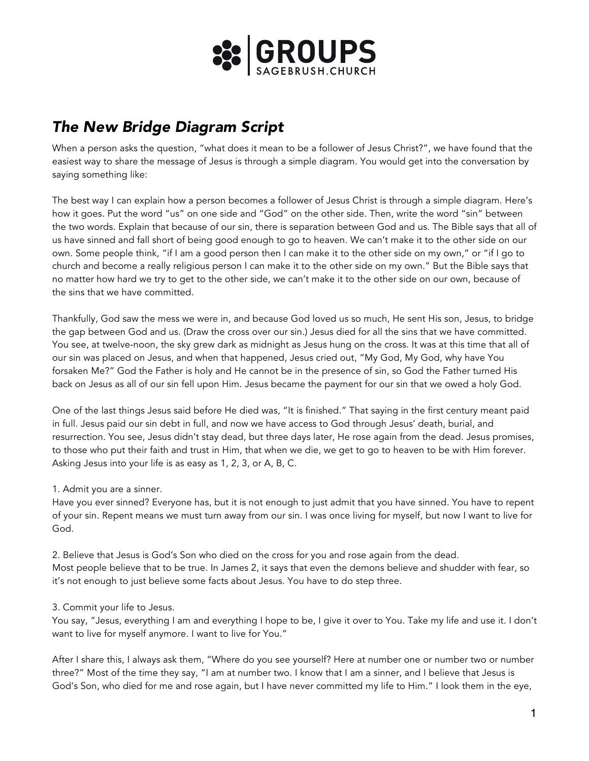# The New Bridge Diagram Script

When a person asks the question, "what does it mean to be a follower of Jesus Christ?", we have found that the easiest way to share the message of Jesus is through a simple diagram. You would get into the conversation by saying something like:

The best way I can explain how a person becomes a follower of Jesus Christ is through a simple diagram. Here's how it goes. Put the word "us" on one side and "God" on the other side. Then, write the word "sin" between the two words. Explain that because of our sin, there is separation between God and us. The Bible says that all of us have sinned and fall short of being good enough to go to heaven. We can't make it to the other side on our own. Some people think, "if I am a good person then I can make it to the other side on my own," or "if I go to church and become a really religious person I can make it to the other side on my own." But the Bible says that no matter how hard we try to get to the other side, we can't make it to the other side on our own, because of the sins that we have committed.

Thankfully, God saw the mess we were in, and because God loved us so much, He sent His son, Jesus, to bridge the gap between God and us. (Draw the cross over our sin.) Jesus died for all the sins that we have committed. You see, at twelve-noon, the sky grew dark as midnight as Jesus hung on the cross. It was at this time that all of our sin was placed on Jesus, and when that happened, Jesus cried out, "My God, My God, why have You forsaken Me?" God the Father is holy and He cannot be in the presence of sin, so God the Father turned His back on Jesus as all of our sin fell upon Him. Jesus became the payment for our sin that we owed a holy God.

One of the last things Jesus said before He died was, "It is finished." That saying in the first century meant paid in full. Jesus paid our sin debt in full, and now we have access to God through Jesus' death, burial, and resurrection. You see, Jesus didn't stay dead, but three days later, He rose again from the dead. Jesus promises, to those who put their faith and trust in Him, that when we die, we get to go to heaven to be with Him forever. Asking Jesus into your life is as easy as 1, 2, 3, or A, B, C.

1. Admit you are a sinner.
Have you ever sinned? Everyone has, but it is not enough to just admit that you have sinned. You have to repent of your sin. Repent means we must turn away from our sin. I was once living for myself, but now I want to live for God.

2. Believe that Jesus is God's Son who died on the cross for you and rose again from the dead.
Most people believe that to be true. In James 2, it says that even the demons believe and shudder with fear, so it's not enough to just believe some facts about Jesus. You have to do step three.

3. Commit your life to Jesus.
You say, "Jesus, everything I am and everything I hope to be, I give it over to You. Take my life and use it. I don't want to live for myself anymore. I want to live for You."

After I share this, I always ask them, "Where do you see yourself? Here at number one or number two or number three?" Most of the time they say, "I am at number two. I know that I am a sinner, and I believe that Jesus is God's Son, who died for me and rose again, but I have never committed my life to Him." I look them in the eye,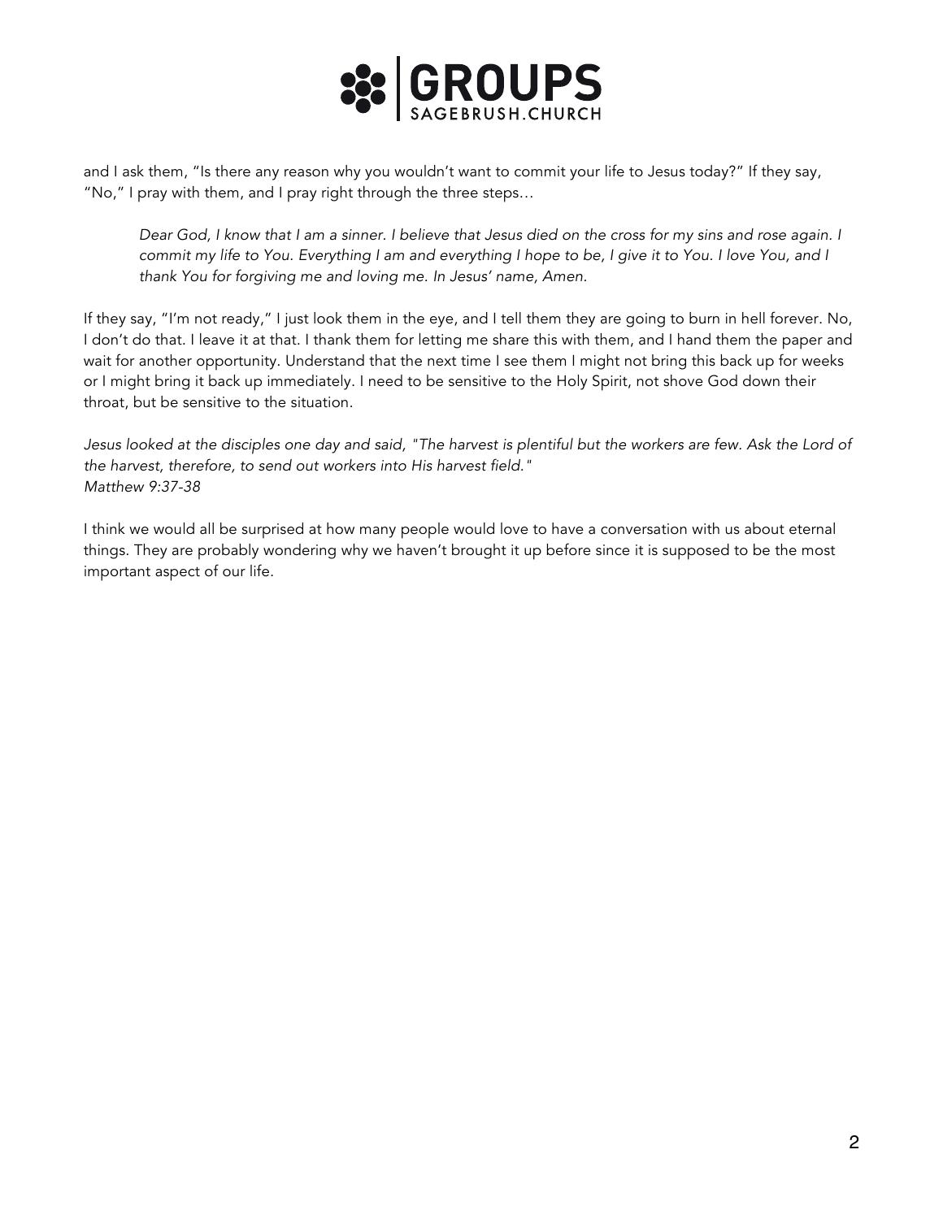and I ask them, "Is there any reason why you wouldn't want to commit your life to Jesus today?" If they say, "No," I pray with them, and I pray right through the three steps…

> *Dear God, I know that I am a sinner. I believe that Jesus died on the cross for my sins and rose again. I commit my life to You. Everything I am and everything I hope to be, I give it to You. I love You, and I thank You for forgiving me and loving me. In Jesus' name, Amen.*

If they say, "I'm not ready," I just look them in the eye, and I tell them they are going to burn in hell forever. No, I don't do that. I leave it at that. I thank them for letting me share this with them, and I hand them the paper and wait for another opportunity. Understand that the next time I see them I might not bring this back up for weeks or I might bring it back up immediately. I need to be sensitive to the Holy Spirit, not shove God down their throat, but be sensitive to the situation.

*Jesus looked at the disciples one day and said, "The harvest is plentiful but the workers are few. Ask the Lord of the harvest, therefore, to send out workers into His harvest field."*
*Matthew 9:37-38*

I think we would all be surprised at how many people would love to have a conversation with us about eternal things. They are probably wondering why we haven't brought it up before since it is supposed to be the most important aspect of our life.